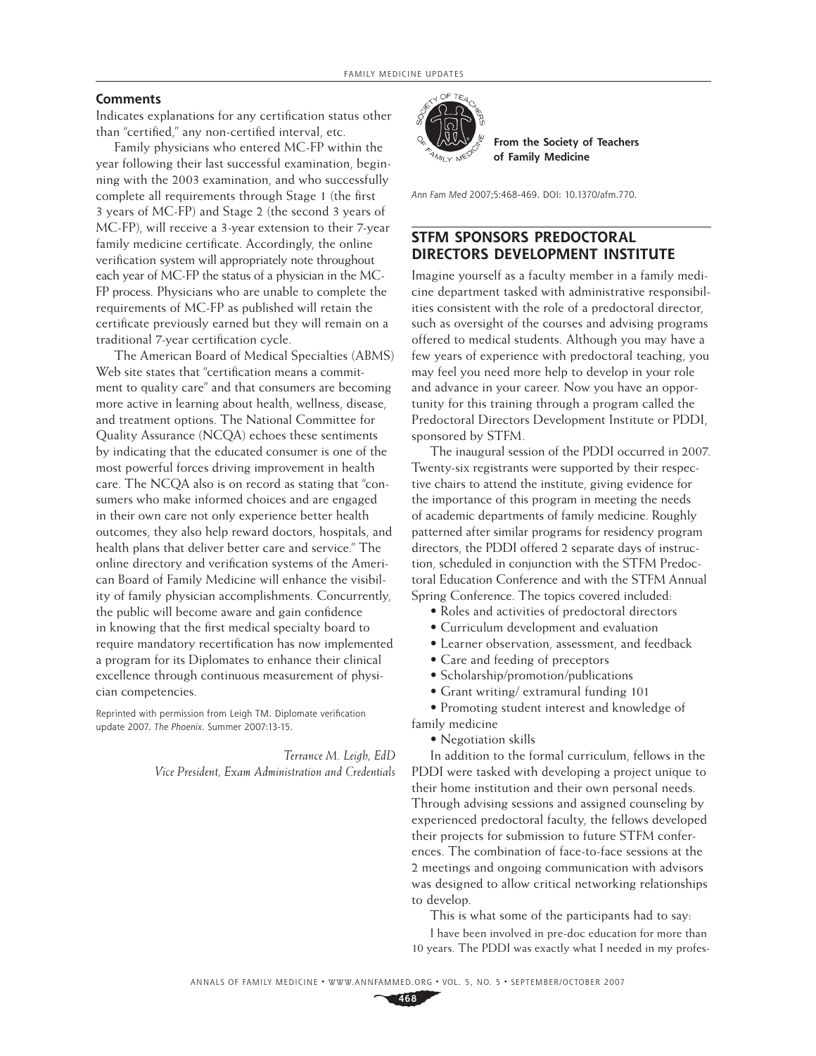## Comments

Indicates explanations for any certification status other than "certified," any non-certified interval, etc.

Family physicians who entered MC-FP within the year following their last successful examination, beginning with the 2003 examination, and who successfully complete all requirements through Stage 1 (the first 3 years of MC-FP) and Stage 2 (the second 3 years of MC-FP), will receive a 3-year extension to their 7-year family medicine certificate. Accordingly, the online verification system will appropriately note throughout each year of MC-FP the status of a physician in the MC-FP process. Physicians who are unable to complete the requirements of MC-FP as published will retain the certificate previously earned but they will remain on a traditional 7-year certification cycle.

The American Board of Medical Specialties (ABMS) Web site states that "certification means a commitment to quality care" and that consumers are becoming more active in learning about health, wellness, disease, and treatment options. The National Committee for Quality Assurance (NCQA) echoes these sentiments by indicating that the educated consumer is one of the most powerful forces driving improvement in health care. The NCQA also is on record as stating that "consumers who make informed choices and are engaged in their own care not only experience better health outcomes, they also help reward doctors, hospitals, and health plans that deliver better care and service." The online directory and verification systems of the American Board of Family Medicine will enhance the visibility of family physician accomplishments. Concurrently, the public will become aware and gain confidence in knowing that the first medical specialty board to require mandatory recertification has now implemented a program for its Diplomates to enhance their clinical excellence through continuous measurement of physician competencies.

Reprinted with permission from Leigh TM. Diplomate verification update 2007. *The Phoenix*. Summer 2007:13-15.

*Terrance M. Leigh, EdD*
*Vice President, Exam Administration and Credentials*

**From the Society of Teachers of Family Medicine**

*Ann Fam Med* 2007;5:468-469. DOI: 10.1370/afm.770.

## STFM SPONSORS PREDOCTORAL DIRECTORS DEVELOPMENT INSTITUTE

Imagine yourself as a faculty member in a family medicine department tasked with administrative responsibilities consistent with the role of a predoctoral director, such as oversight of the courses and advising programs offered to medical students. Although you may have a few years of experience with predoctoral teaching, you may feel you need more help to develop in your role and advance in your career. Now you have an opportunity for this training through a program called the Predoctoral Directors Development Institute or PDDI, sponsored by STFM.

The inaugural session of the PDDI occurred in 2007. Twenty-six registrants were supported by their respective chairs to attend the institute, giving evidence for the importance of this program in meeting the needs of academic departments of family medicine. Roughly patterned after similar programs for residency program directors, the PDDI offered 2 separate days of instruction, scheduled in conjunction with the STFM Predoctoral Education Conference and with the STFM Annual Spring Conference. The topics covered included:

- Roles and activities of predoctoral directors
- Curriculum development and evaluation
- Learner observation, assessment, and feedback
- Care and feeding of preceptors
- Scholarship/promotion/publications
- Grant writing/ extramural funding 101
- Promoting student interest and knowledge of family medicine
- Negotiation skills

In addition to the formal curriculum, fellows in the PDDI were tasked with developing a project unique to their home institution and their own personal needs. Through advising sessions and assigned counseling by experienced predoctoral faculty, the fellows developed their projects for submission to future STFM conferences. The combination of face-to-face sessions at the 2 meetings and ongoing communication with advisors was designed to allow critical networking relationships to develop.

This is what some of the participants had to say:

I have been involved in pre-doc education for more than 10 years. The PDDI was exactly what I needed in my profes-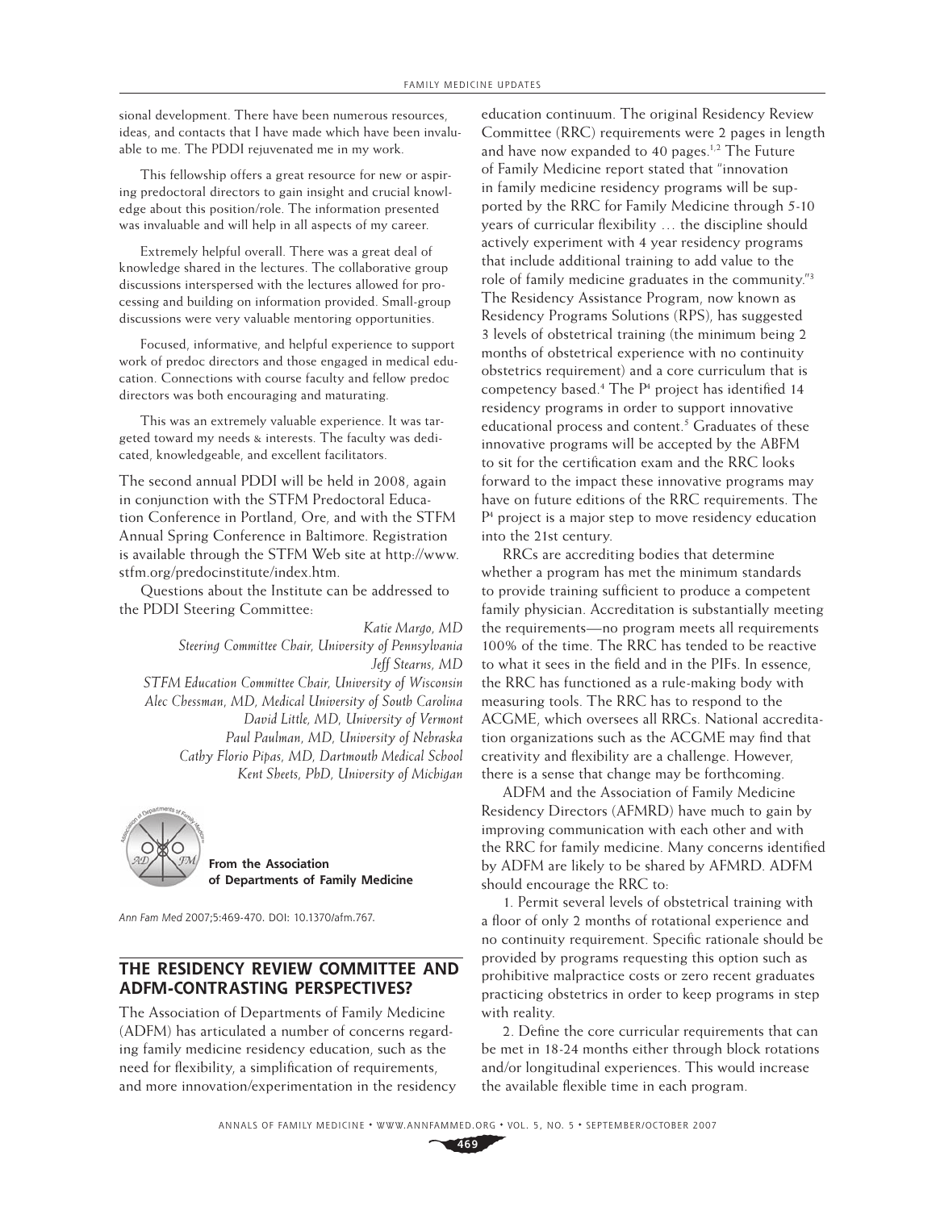sional development. There have been numerous resources, ideas, and contacts that I have made which have been invaluable to me. The PDDI rejuvenated me in my work.

This fellowship offers a great resource for new or aspiring predoctoral directors to gain insight and crucial knowledge about this position/role. The information presented was invaluable and will help in all aspects of my career.

Extremely helpful overall. There was a great deal of knowledge shared in the lectures. The collaborative group discussions interspersed with the lectures allowed for processing and building on information provided. Small-group discussions were very valuable mentoring opportunities.

Focused, informative, and helpful experience to support work of predoc directors and those engaged in medical education. Connections with course faculty and fellow predoc directors was both encouraging and maturating.

This was an extremely valuable experience. It was targeted toward my needs & interests. The faculty was dedicated, knowledgeable, and excellent facilitators.

The second annual PDDI will be held in 2008, again in conjunction with the STFM Predoctoral Education Conference in Portland, Ore, and with the STFM Annual Spring Conference in Baltimore. Registration is available through the STFM Web site at http://www.stfm.org/predocinstitute/index.htm.

Questions about the Institute can be addressed to the PDDI Steering Committee:

*Katie Margo, MD*
*Steering Committee Chair, University of Pennsylvania*
*Jeff Stearns, MD*
*STFM Education Committee Chair, University of Wisconsin*
*Alec Chessman, MD, Medical University of South Carolina*
*David Little, MD, University of Vermont*
*Paul Paulman, MD, University of Nebraska*
*Cathy Florio Pipas, MD, Dartmouth Medical School*
*Kent Sheets, PhD, University of Michigan*

**From the Association of Departments of Family Medicine**

*Ann Fam Med* 2007;5:469-470. DOI: 10.1370/afm.767.

## THE RESIDENCY REVIEW COMMITTEE AND ADFM-CONTRASTING PERSPECTIVES?

The Association of Departments of Family Medicine (ADFM) has articulated a number of concerns regarding family medicine residency education, such as the need for flexibility, a simplification of requirements, and more innovation/experimentation in the residency education continuum. The original Residency Review Committee (RRC) requirements were 2 pages in length and have now expanded to 40 pages.[1,2] The Future of Family Medicine report stated that "innovation in family medicine residency programs will be supported by the RRC for Family Medicine through 5-10 years of curricular flexibility … the discipline should actively experiment with 4 year residency programs that include additional training to add value to the role of family medicine graduates in the community."[3] The Residency Assistance Program, now known as Residency Programs Solutions (RPS), has suggested 3 levels of obstetrical training (the minimum being 2 months of obstetrical experience with no continuity obstetrics requirement) and a core curriculum that is competency based.[4] The P[4] project has identified 14 residency programs in order to support innovative educational process and content.[5] Graduates of these innovative programs will be accepted by the ABFM to sit for the certification exam and the RRC looks forward to the impact these innovative programs may have on future editions of the RRC requirements. The P[4] project is a major step to move residency education into the 21st century.

RRCs are accrediting bodies that determine whether a program has met the minimum standards to provide training sufficient to produce a competent family physician. Accreditation is substantially meeting the requirements—no program meets all requirements 100% of the time. The RRC has tended to be reactive to what it sees in the field and in the PIFs. In essence, the RRC has functioned as a rule-making body with measuring tools. The RRC has to respond to the ACGME, which oversees all RRCs. National accreditation organizations such as the ACGME may find that creativity and flexibility are a challenge. However, there is a sense that change may be forthcoming.

ADFM and the Association of Family Medicine Residency Directors (AFMRD) have much to gain by improving communication with each other and with the RRC for family medicine. Many concerns identified by ADFM are likely to be shared by AFMRD. ADFM should encourage the RRC to:

1. Permit several levels of obstetrical training with a floor of only 2 months of rotational experience and no continuity requirement. Specific rationale should be provided by programs requesting this option such as prohibitive malpractice costs or zero recent graduates practicing obstetrics in order to keep programs in step with reality.

2. Define the core curricular requirements that can be met in 18-24 months either through block rotations and/or longitudinal experiences. This would increase the available flexible time in each program.